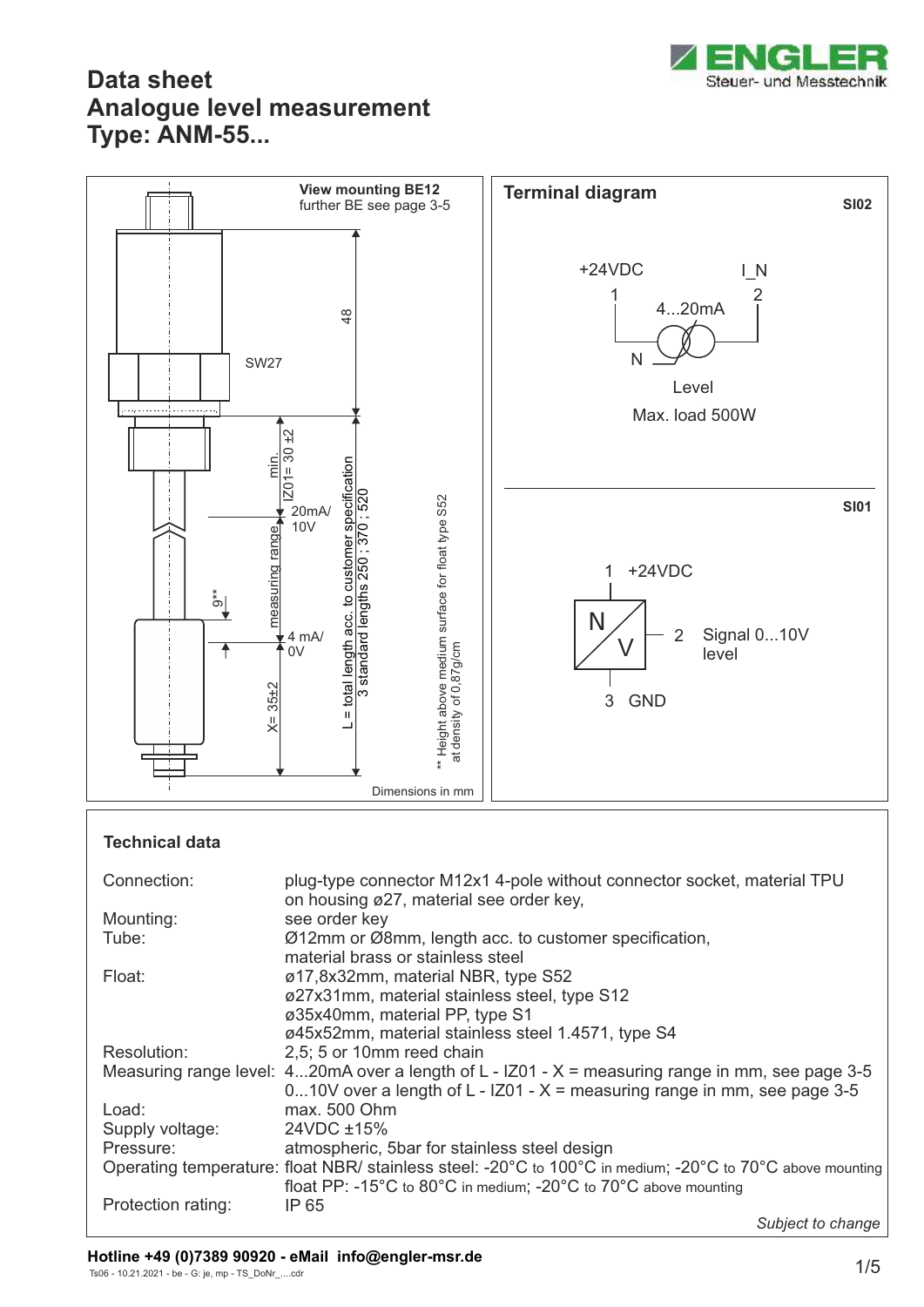# Data sheet
# Analogue level measurement
# Type: ANM-55...

**View mounting BE12**
further BE see page 3-5

SW27

48

min. IZ01= 30 ±2

20mA/ 10V

measuring range

9**

4 mA/ 0V

X= 35±2

L = total length acc. to customer specification
3 standard lengths 250 ; 370 ; 520

** Height above medium surface for float type S52 at density of 0,87g/cm

Dimensions in mm

**Terminal diagram**

**SI02**

+24VDC 1

I_N 2

4...20mA

N

Level

Max. load 500W

**SI01**

1 +24VDC

N/V

2 Signal 0...10V level

3 GND

**Technical data**

| | |
|---|---|
| Connection: | plug-type connector M12x1 4-pole without connector socket, material TPU on housing ø27, material see order key, |
| Mounting: | see order key |
| Tube: | Ø12mm or Ø8mm, length acc. to customer specification, material brass or stainless steel |
| Float: | ø17,8x32mm, material NBR, type S52<br>ø27x31mm, material stainless steel, type S12<br>ø35x40mm, material PP, type S1<br>ø45x52mm, material stainless steel 1.4571, type S4 |
| Resolution: | 2,5; 5 or 10mm reed chain |
| Measuring range level: | 4...20mA over a length of L - IZ01 - X = measuring range in mm, see page 3-5<br>0...10V over a length of L - IZ01 - X = measuring range in mm, see page 3-5 |
| Load: | max. 500 Ohm |
| Supply voltage: | 24VDC ±15% |
| Pressure: | atmospheric, 5bar for stainless steel design |
| Operating temperature: | float NBR/ stainless steel: -20°C to 100°C in medium; -20°C to 70°C above mounting<br>float PP: -15°C to 80°C in medium; -20°C to 70°C above mounting |
| Protection rating: | IP 65 |

*Subject to change*

**Hotline +49 (0)7389 90920 - eMail info@engler-msr.de**

Ts06 - 10.21.2021 - be - G: je, mp - TS_DoNr_....cdr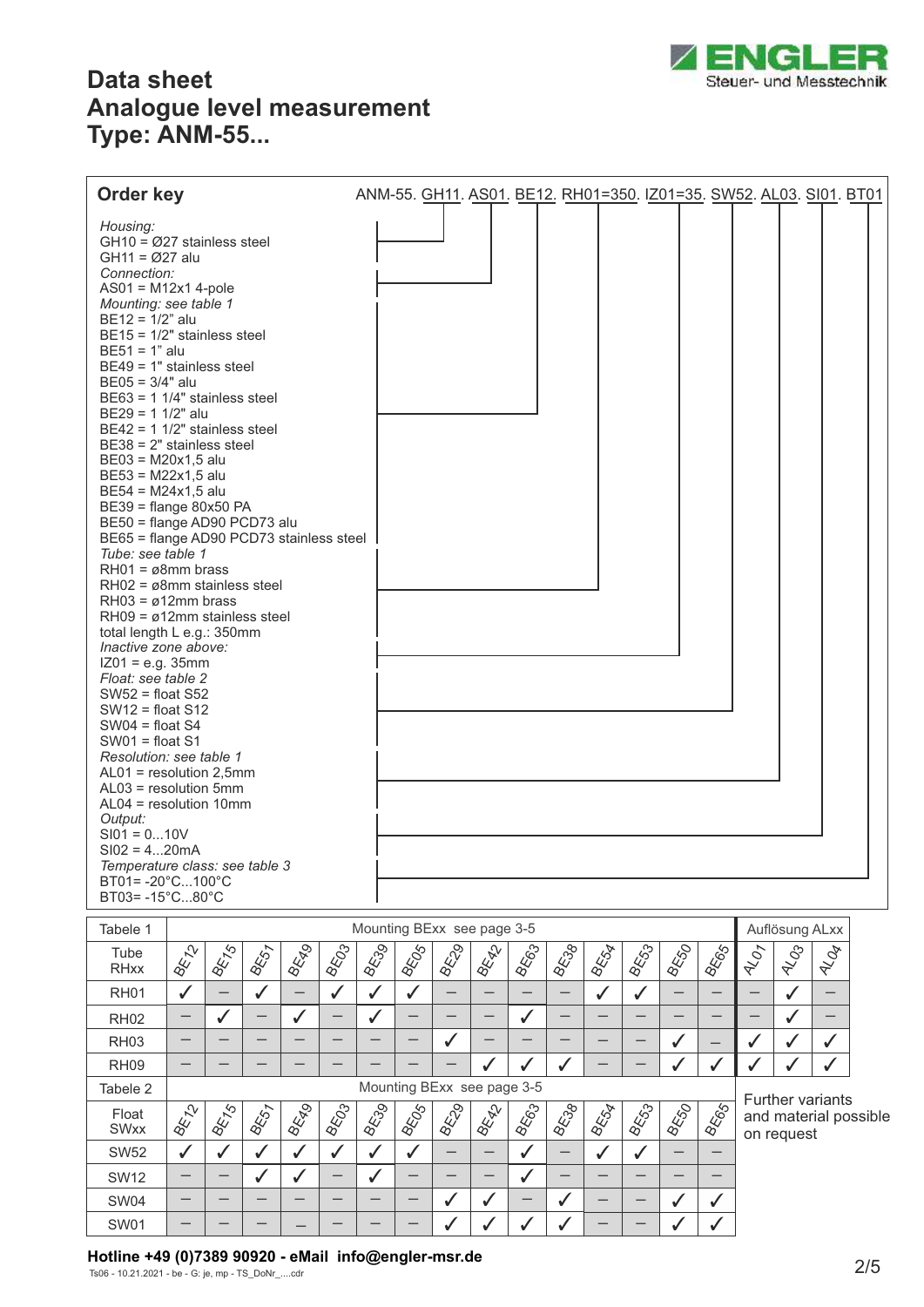# Data sheet
# Analogue level measurement
# Type: ANM-55...

## Order key

ANM-55. GH11. AS01. BE12. RH01=350. IZ01=35. SW52. AL03. SI01. BT01

*Housing:*
GH10 = Ø27 stainless steel
GH11 = Ø27 alu

*Connection:*
AS01 = M12x1 4-pole

*Mounting: see table 1*
BE12 = 1/2" alu
BE15 = 1/2" stainless steel
BE51 = 1" alu
BE49 = 1" stainless steel
BE05 = 3/4" alu
BE63 = 1 1/4" stainless steel
BE29 = 1 1/2" alu
BE42 = 1 1/2" stainless steel
BE38 = 2" stainless steel
BE03 = M20x1,5 alu
BE53 = M22x1,5 alu
BE54 = M24x1,5 alu
BE39 = flange 80x50 PA
BE50 = flange AD90 PCD73 alu
BE65 = flange AD90 PCD73 stainless steel

*Tube: see table 1*
RH01 = ø8mm brass
RH02 = ø8mm stainless steel
RH03 = ø12mm brass
RH09 = ø12mm stainless steel
total length L e.g.: 350mm

*Inactive zone above:*
IZ01 = e.g. 35mm

*Float: see table 2*
SW52 = float S52
SW12 = float S12
SW04 = float S4
SW01 = float S1

*Resolution: see table 1*
AL01 = resolution 2,5mm
AL03 = resolution 5mm
AL04 = resolution 10mm

*Output:*
SI01 = 0...10V
SI02 = 4...20mA

*Temperature class: see table 3*
BT01= -20°C...100°C
BT03= -15°C...80°C

| Tabele 1 | Mounting BExx see page 3-5 | | | | | | | | | | | | | | | Auflösung ALxx | | |
|---|---|---|---|---|---|---|---|---|---|---|---|---|---|---|---|---|---|---|
| Tube RHxx | BE12 | BE15 | BE51 | BE49 | BE03 | BE39 | BE05 | BE29 | BE42 | BE63 | BE38 | BE54 | BE53 | BE50 | BE65 | AL01 | AL03 | AL04 |
| RH01 | ✓ | – | ✓ | – | ✓ | ✓ | ✓ | – | – | – | – | ✓ | ✓ | – | – | – | ✓ | – |
| RH02 | – | ✓ | – | ✓ | – | ✓ | – | – | – | ✓ | – | – | – | – | – | – | ✓ | – |
| RH03 | – | – | – | – | – | – | – | ✓ | – | – | – | – | – | ✓ | – | ✓ | ✓ | ✓ |
| RH09 | – | – | – | – | – | – | – | – | ✓ | ✓ | ✓ | – | – | ✓ | ✓ | ✓ | ✓ | ✓ |

| Tabele 2 | Mounting BExx see page 3-5 | | | | | | | | | | | | | | |
|---|---|---|---|---|---|---|---|---|---|---|---|---|---|---|---|
| Float SWxx | BE12 | BE15 | BE51 | BE49 | BE03 | BE39 | BE05 | BE29 | BE42 | BE63 | BE38 | BE54 | BE53 | BE50 | BE65 |
| SW52 | ✓ | ✓ | ✓ | ✓ | ✓ | ✓ | ✓ | – | – | ✓ | – | ✓ | ✓ | – | – |
| SW12 | – | – | ✓ | ✓ | – | ✓ | – | – | – | ✓ | – | – | – | – | – |
| SW04 | – | – | – | – | – | – | – | ✓ | ✓ | – | ✓ | – | – | ✓ | ✓ |
| SW01 | – | – | – | – | – | – | – | ✓ | ✓ | ✓ | ✓ | – | – | ✓ | ✓ |

Further variants and material possible on request

**Hotline +49 (0)7389 90920 - eMail info@engler-msr.de**

Ts06 - 10.21.2021 - be - G: je, mp - TS_DoNr_....cdr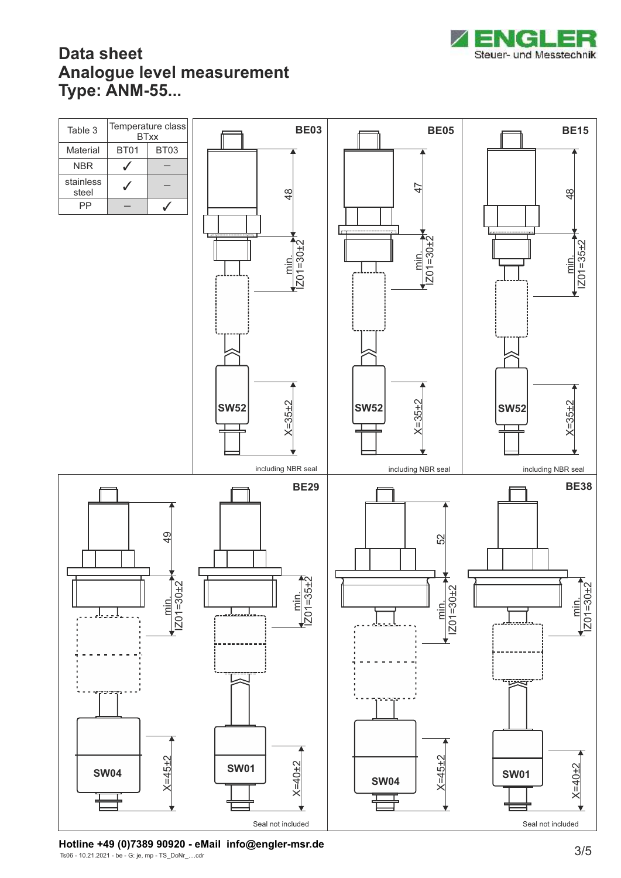# Data sheet
# Analogue level measurement
# Type: ANM-55...

| Table 3 | Temperature class BTxx | |
|---|---|---|
| Material | BT01 | BT03 |
| NBR | ✓ | – |
| stainless steel | ✓ | – |
| PP | – | ✓ |

**BE03**

48

min. IZ01=30±2

SW52

X=35±2

including NBR seal

**BE05**

47

min. IZ01=30±2

SW52

X=35±2

including NBR seal

**BE15**

48

min. IZ01=35±2

SW52

X=35±2

including NBR seal

**BE29**

49

min. IZ01=30±2

SW04

X=45±2

min. IZ01=35±2

SW01

X=40±2

Seal not included

**BE38**

52

min. IZ01=30±2

SW04

X=45±2

min. IZ01=30±2

SW01

X=40±2

Seal not included

**Hotline +49 (0)7389 90920 - eMail info@engler-msr.de**

Ts06 - 10.21.2021 - be - G: je, mp - TS_DoNr_....cdr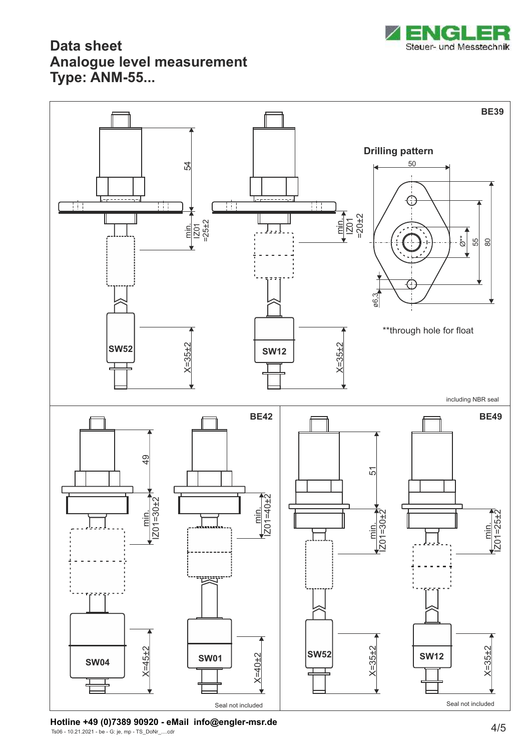# Data sheet
# Analogue level measurement
# Type: ANM-55...

**BE39**

54

min. IZ01 =25±2

SW52

X=35±2

min. IZ01 =20±2

SW12

X=35±2

**Drilling pattern**

50

Ø**

55

80

ø6.3

**through hole for float

including NBR seal

**BE42**

49

min. IZ01=30±2

SW04

X=45±2

min. IZ01=40±2

SW01

X=40±2

Seal not included

**BE49**

51

min. IZ01=30±2

SW52

X=35±2

min. IZ01=25±2

SW12

X=35±2

Seal not included

**Hotline +49 (0)7389 90920 - eMail info@engler-msr.de**

Ts06 - 10.21.2021 - be - G: je, mp - TS_DoNr_....cdr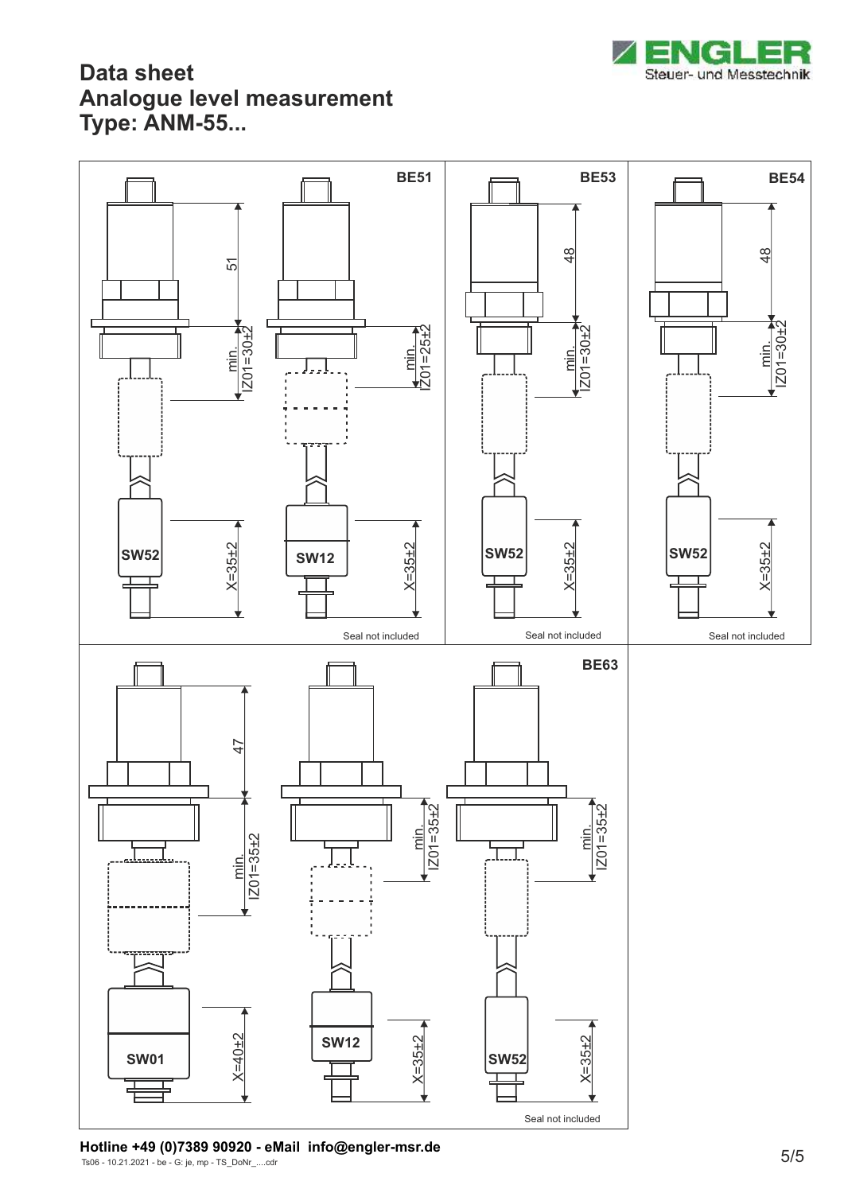# Data sheet
# Analogue level measurement
# Type: ANM-55...

BE51

51

min. IZ01=30±2

min. IZ01=25±2

SW52

X=35±2

SW12

X=35±2

Seal not included

BE53

48

min. IZ01=30±2

SW52

X=35±2

Seal not included

BE54

48

min. IZ01=30±2

SW52

X=35±2

Seal not included

47

min. IZ01=35±2

SW01

X=40±2

min. IZ01=35±2

SW12

X=35±2

BE63

min. IZ01=35±2

SW52

X=35±2

Seal not included

**Hotline +49 (0)7389 90920 - eMail info@engler-msr.de**

Ts06 - 10.21.2021 - be - G: je, mp - TS_DoNr_....cdr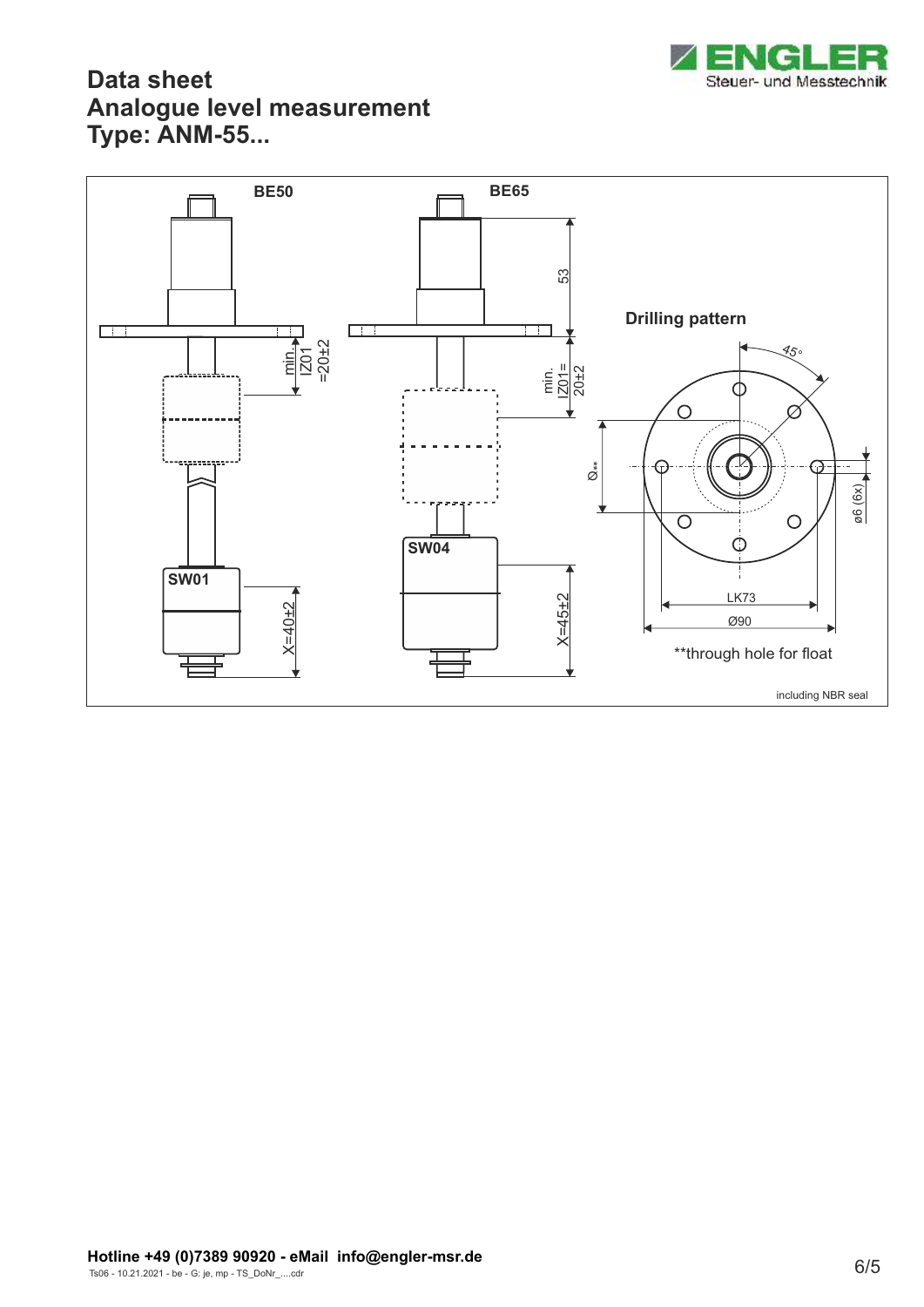# Data sheet
# Analogue level measurement
# Type: ANM-55...

BE50

BE65

53

min. IZ01 =20±2

min. IZ01= 20±2

Ø**

SW01

SW04

X=40±2

X=45±2

Drilling pattern

45°

ø6 (6x)

LK73

Ø90

**through hole for float

including NBR seal

**Hotline +49 (0)7389 90920 - eMail info@engler-msr.de**

Ts06 - 10.21.2021 - be - G: je, mp - TS_DoNr_....cdr